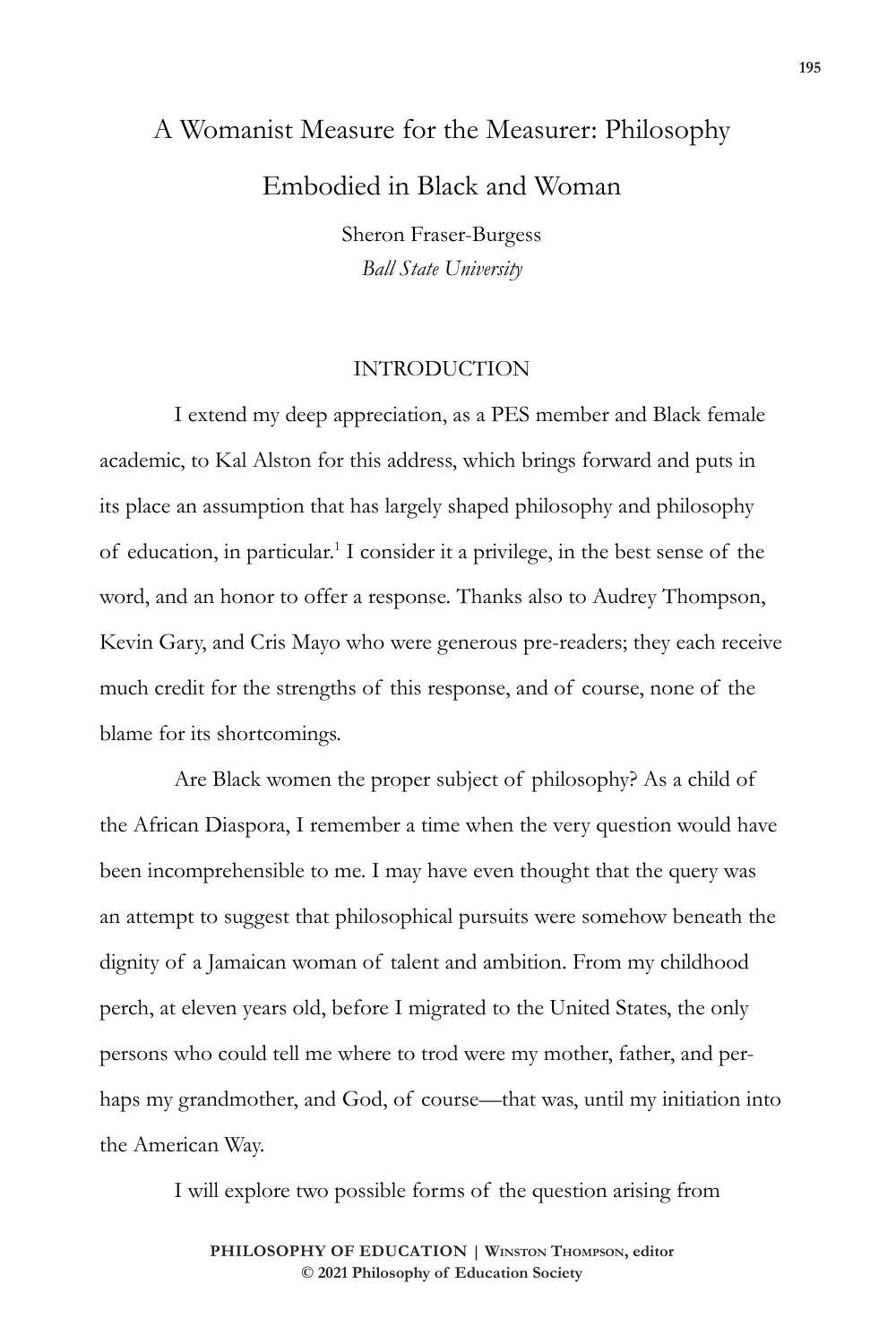# A Womanist Measure for the Measurer: Philosophy Embodied in Black and Woman

Sheron Fraser-Burgess
*Ball State University*

## INTRODUCTION

I extend my deep appreciation, as a PES member and Black female academic, to Kal Alston for this address, which brings forward and puts in its place an assumption that has largely shaped philosophy and philosophy of education, in particular.[1] I consider it a privilege, in the best sense of the word, and an honor to offer a response. Thanks also to Audrey Thompson, Kevin Gary, and Cris Mayo who were generous pre-readers; they each receive much credit for the strengths of this response, and of course, none of the blame for its shortcomings.

Are Black women the proper subject of philosophy? As a child of the African Diaspora, I remember a time when the very question would have been incomprehensible to me. I may have even thought that the query was an attempt to suggest that philosophical pursuits were somehow beneath the dignity of a Jamaican woman of talent and ambition. From my childhood perch, at eleven years old, before I migrated to the United States, the only persons who could tell me where to trod were my mother, father, and perhaps my grandmother, and God, of course—that was, until my initiation into the American Way.

I will explore two possible forms of the question arising from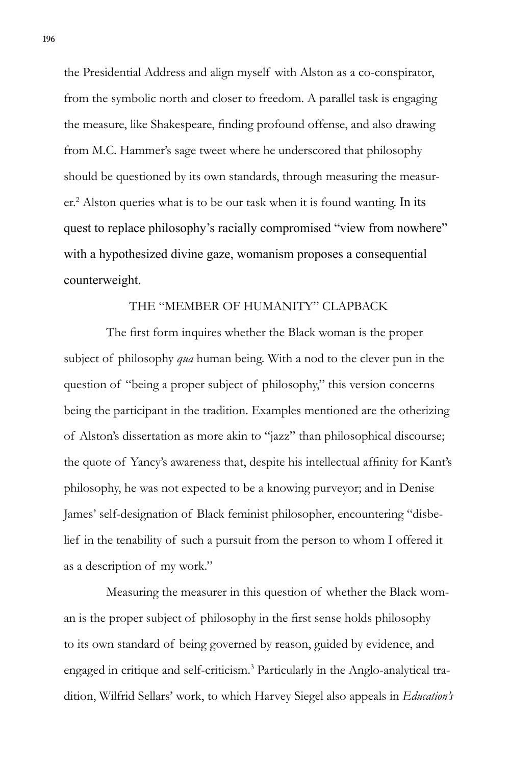the Presidential Address and align myself with Alston as a co-conspirator, from the symbolic north and closer to freedom. A parallel task is engaging the measure, like Shakespeare, finding profound offense, and also drawing from M.C. Hammer's sage tweet where he underscored that philosophy should be questioned by its own standards, through measuring the measurer.[2] Alston queries what is to be our task when it is found wanting. In its quest to replace philosophy's racially compromised "view from nowhere" with a hypothesized divine gaze, womanism proposes a consequential counterweight.

## THE "MEMBER OF HUMANITY" CLAPBACK

The first form inquires whether the Black woman is the proper subject of philosophy *qua* human being. With a nod to the clever pun in the question of "being a proper subject of philosophy," this version concerns being the participant in the tradition. Examples mentioned are the otherizing of Alston's dissertation as more akin to "jazz" than philosophical discourse; the quote of Yancy's awareness that, despite his intellectual affinity for Kant's philosophy, he was not expected to be a knowing purveyor; and in Denise James' self-designation of Black feminist philosopher, encountering "disbelief in the tenability of such a pursuit from the person to whom I offered it as a description of my work."

Measuring the measurer in this question of whether the Black woman is the proper subject of philosophy in the first sense holds philosophy to its own standard of being governed by reason, guided by evidence, and engaged in critique and self-criticism.[3] Particularly in the Anglo-analytical tradition, Wilfrid Sellars' work, to which Harvey Siegel also appeals in *Education's*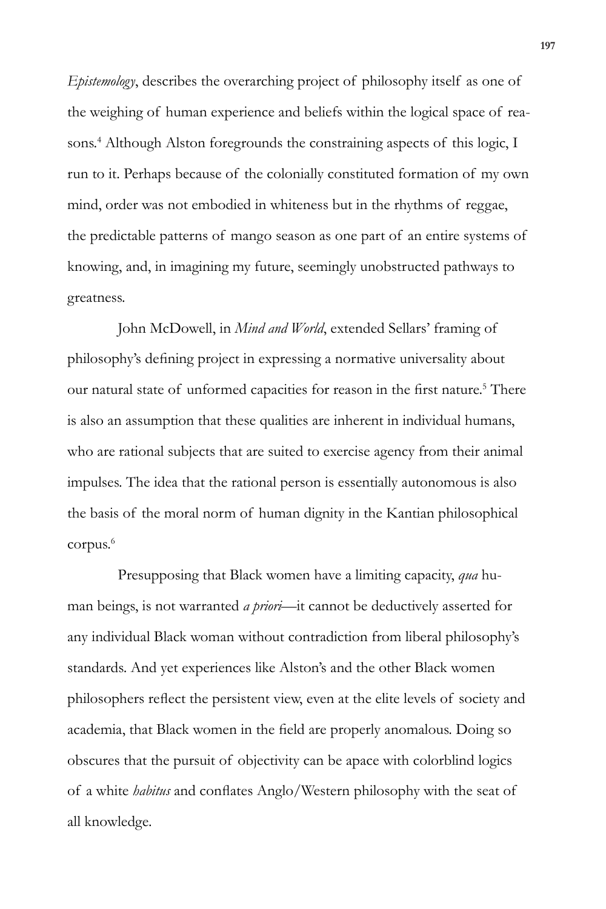*Epistemology*, describes the overarching project of philosophy itself as one of the weighing of human experience and beliefs within the logical space of reasons.[4] Although Alston foregrounds the constraining aspects of this logic, I run to it. Perhaps because of the colonially constituted formation of my own mind, order was not embodied in whiteness but in the rhythms of reggae, the predictable patterns of mango season as one part of an entire systems of knowing, and, in imagining my future, seemingly unobstructed pathways to greatness.

John McDowell, in *Mind and World*, extended Sellars' framing of philosophy's defining project in expressing a normative universality about our natural state of unformed capacities for reason in the first nature.[5] There is also an assumption that these qualities are inherent in individual humans, who are rational subjects that are suited to exercise agency from their animal impulses. The idea that the rational person is essentially autonomous is also the basis of the moral norm of human dignity in the Kantian philosophical corpus.[6]

Presupposing that Black women have a limiting capacity, *qua* human beings, is not warranted *a priori*—it cannot be deductively asserted for any individual Black woman without contradiction from liberal philosophy's standards. And yet experiences like Alston's and the other Black women philosophers reflect the persistent view, even at the elite levels of society and academia, that Black women in the field are properly anomalous. Doing so obscures that the pursuit of objectivity can be apace with colorblind logics of a white *habitus* and conflates Anglo/Western philosophy with the seat of all knowledge.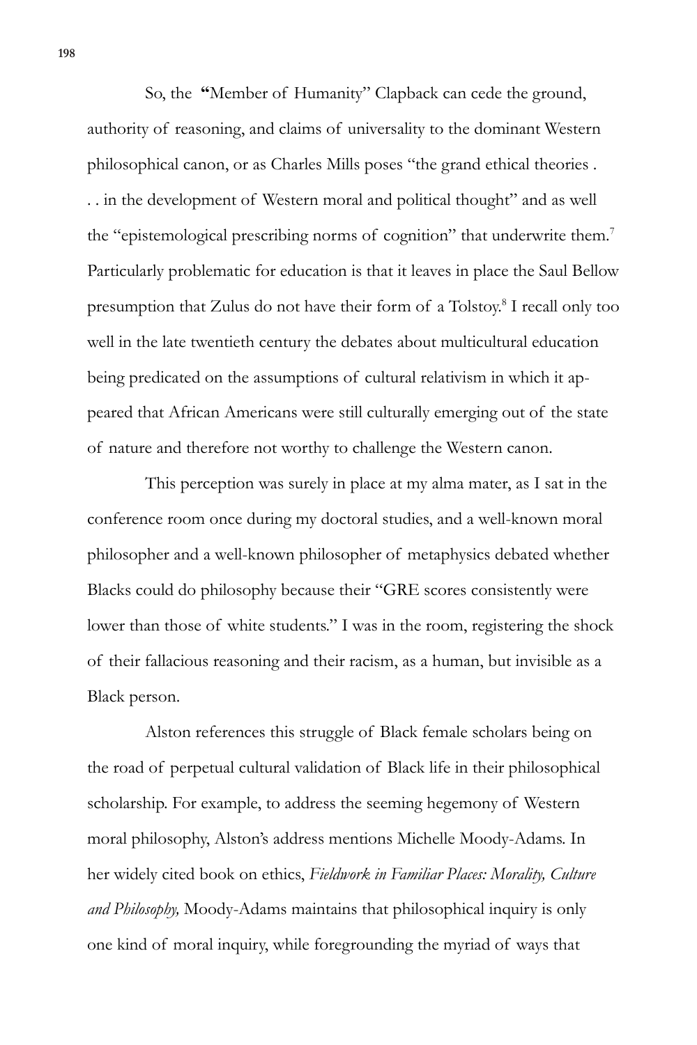So, the **"**Member of Humanity" Clapback can cede the ground, authority of reasoning, and claims of universality to the dominant Western philosophical canon, or as Charles Mills poses "the grand ethical theories . . . in the development of Western moral and political thought" and as well the "epistemological prescribing norms of cognition" that underwrite them.[7] Particularly problematic for education is that it leaves in place the Saul Bellow presumption that Zulus do not have their form of a Tolstoy.[8] I recall only too well in the late twentieth century the debates about multicultural education being predicated on the assumptions of cultural relativism in which it appeared that African Americans were still culturally emerging out of the state of nature and therefore not worthy to challenge the Western canon.

This perception was surely in place at my alma mater, as I sat in the conference room once during my doctoral studies, and a well-known moral philosopher and a well-known philosopher of metaphysics debated whether Blacks could do philosophy because their "GRE scores consistently were lower than those of white students." I was in the room, registering the shock of their fallacious reasoning and their racism, as a human, but invisible as a Black person.

Alston references this struggle of Black female scholars being on the road of perpetual cultural validation of Black life in their philosophical scholarship. For example, to address the seeming hegemony of Western moral philosophy, Alston's address mentions Michelle Moody-Adams. In her widely cited book on ethics, *Fieldwork in Familiar Places: Morality, Culture and Philosophy,* Moody-Adams maintains that philosophical inquiry is only one kind of moral inquiry, while foregrounding the myriad of ways that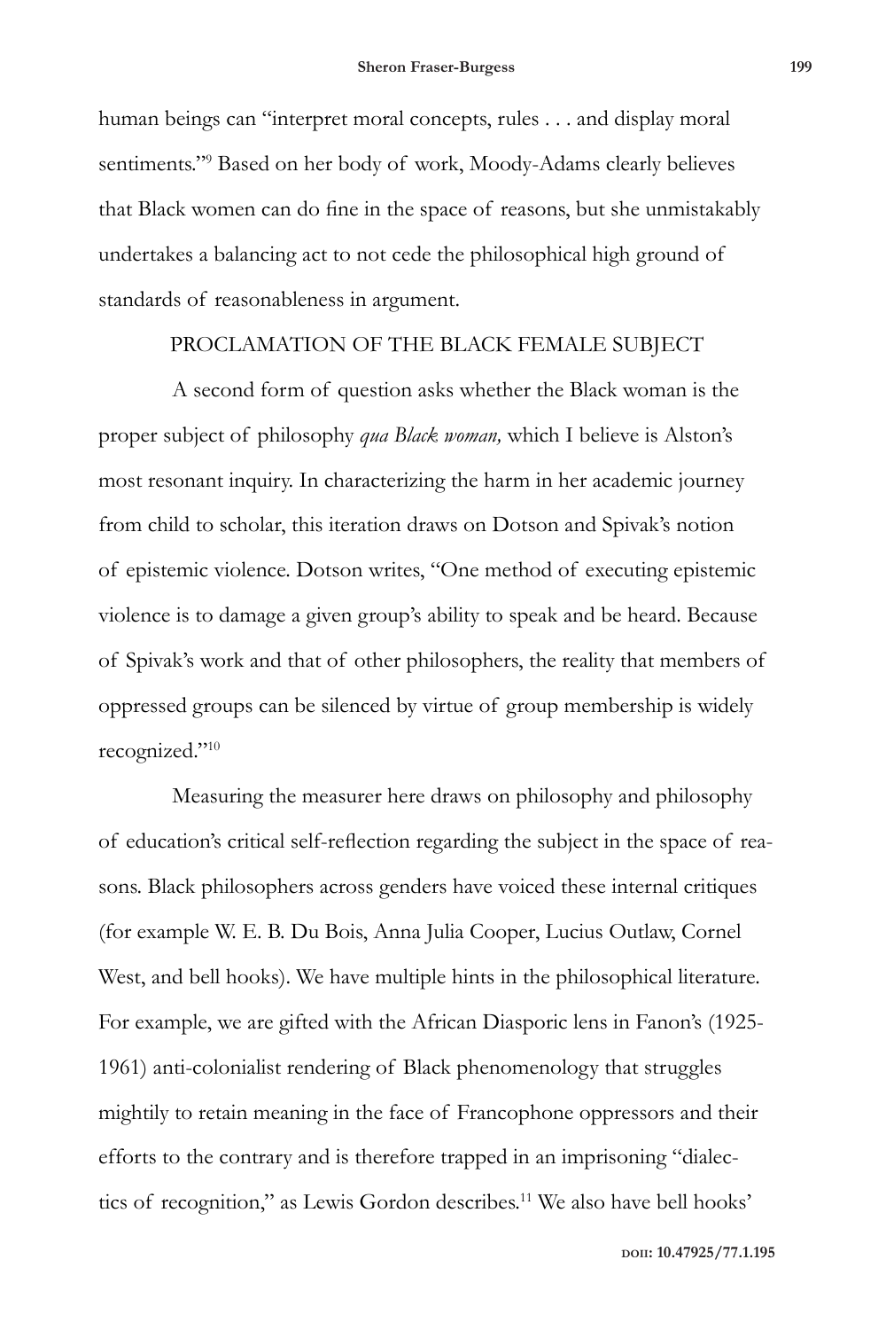human beings can "interpret moral concepts, rules . . . and display moral sentiments."[9] Based on her body of work, Moody-Adams clearly believes that Black women can do fine in the space of reasons, but she unmistakably undertakes a balancing act to not cede the philosophical high ground of standards of reasonableness in argument.

## PROCLAMATION OF THE BLACK FEMALE SUBJECT

A second form of question asks whether the Black woman is the proper subject of philosophy *qua Black woman,* which I believe is Alston's most resonant inquiry. In characterizing the harm in her academic journey from child to scholar, this iteration draws on Dotson and Spivak's notion of epistemic violence. Dotson writes, "One method of executing epistemic violence is to damage a given group's ability to speak and be heard. Because of Spivak's work and that of other philosophers, the reality that members of oppressed groups can be silenced by virtue of group membership is widely recognized."[10]

Measuring the measurer here draws on philosophy and philosophy of education's critical self-reflection regarding the subject in the space of reasons. Black philosophers across genders have voiced these internal critiques (for example W. E. B. Du Bois, Anna Julia Cooper, Lucius Outlaw, Cornel West, and bell hooks). We have multiple hints in the philosophical literature. For example, we are gifted with the African Diasporic lens in Fanon's (1925-1961) anti-colonialist rendering of Black phenomenology that struggles mightily to retain meaning in the face of Francophone oppressors and their efforts to the contrary and is therefore trapped in an imprisoning "dialectics of recognition," as Lewis Gordon describes.[11] We also have bell hooks'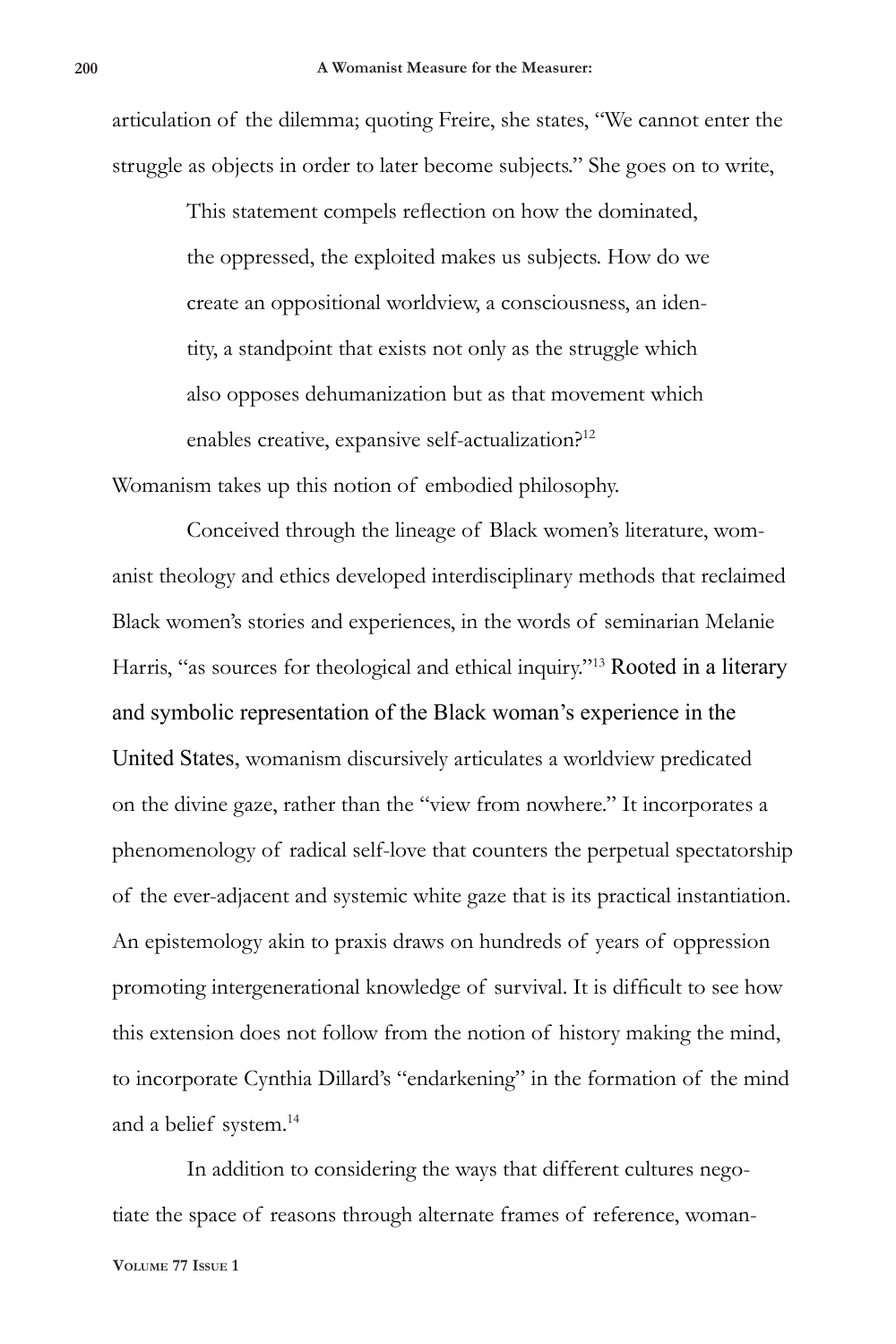articulation of the dilemma; quoting Freire, she states, "We cannot enter the struggle as objects in order to later become subjects." She goes on to write,

> This statement compels reflection on how the dominated, the oppressed, the exploited makes us subjects. How do we create an oppositional worldview, a consciousness, an identity, a standpoint that exists not only as the struggle which also opposes dehumanization but as that movement which enables creative, expansive self-actualization?[12]

Womanism takes up this notion of embodied philosophy.

Conceived through the lineage of Black women's literature, womanist theology and ethics developed interdisciplinary methods that reclaimed Black women's stories and experiences, in the words of seminarian Melanie Harris, "as sources for theological and ethical inquiry."[13] Rooted in a literary and symbolic representation of the Black woman's experience in the United States, womanism discursively articulates a worldview predicated on the divine gaze, rather than the "view from nowhere." It incorporates a phenomenology of radical self-love that counters the perpetual spectatorship of the ever-adjacent and systemic white gaze that is its practical instantiation. An epistemology akin to praxis draws on hundreds of years of oppression promoting intergenerational knowledge of survival. It is difficult to see how this extension does not follow from the notion of history making the mind, to incorporate Cynthia Dillard's "endarkening" in the formation of the mind and a belief system.[14]

In addition to considering the ways that different cultures negotiate the space of reasons through alternate frames of reference, woman-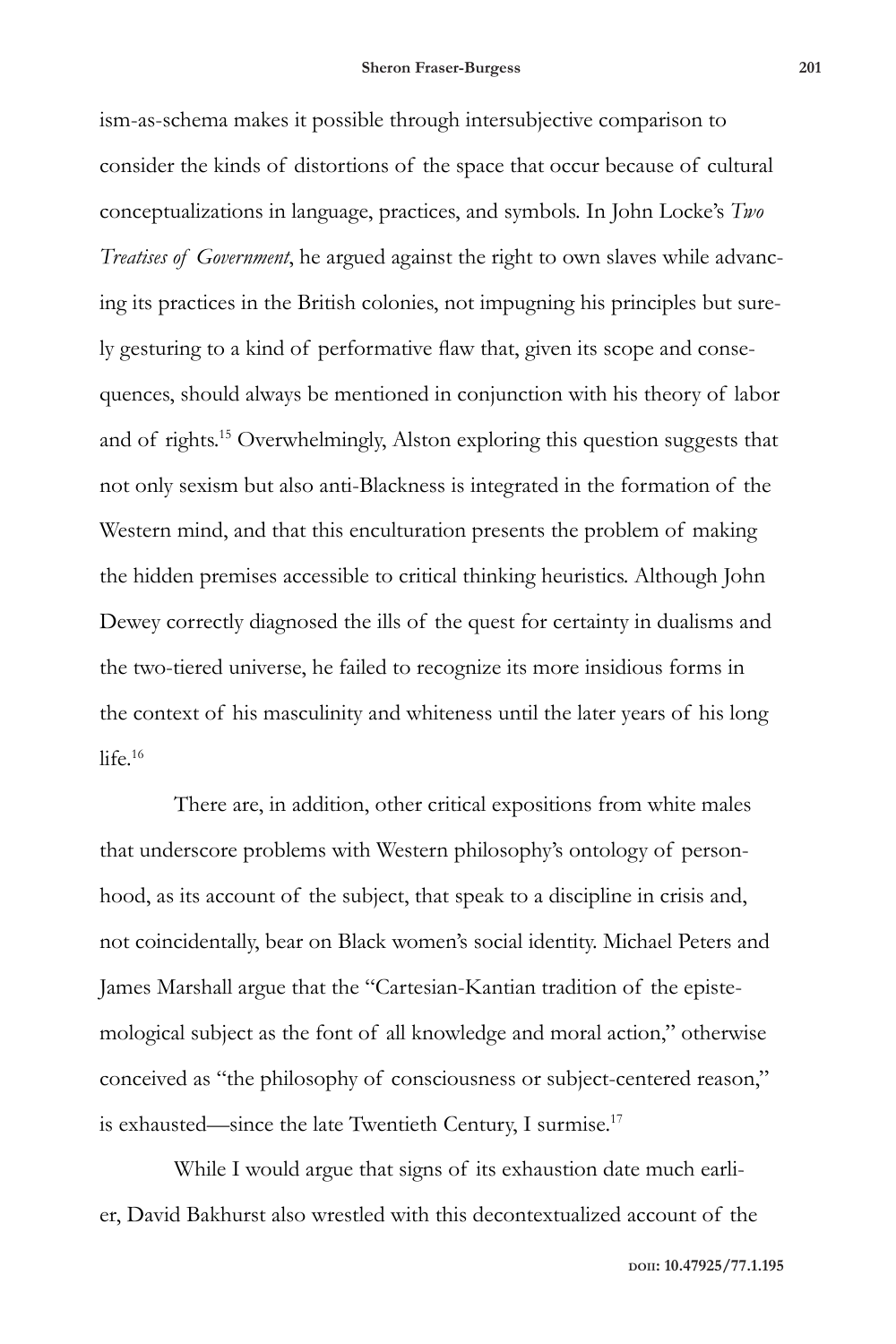ism-as-schema makes it possible through intersubjective comparison to consider the kinds of distortions of the space that occur because of cultural conceptualizations in language, practices, and symbols. In John Locke's *Two Treatises of Government*, he argued against the right to own slaves while advancing its practices in the British colonies, not impugning his principles but surely gesturing to a kind of performative flaw that, given its scope and consequences, should always be mentioned in conjunction with his theory of labor and of rights.[15] Overwhelmingly, Alston exploring this question suggests that not only sexism but also anti-Blackness is integrated in the formation of the Western mind, and that this enculturation presents the problem of making the hidden premises accessible to critical thinking heuristics. Although John Dewey correctly diagnosed the ills of the quest for certainty in dualisms and the two-tiered universe, he failed to recognize its more insidious forms in the context of his masculinity and whiteness until the later years of his long life.[16]

There are, in addition, other critical expositions from white males that underscore problems with Western philosophy's ontology of personhood, as its account of the subject, that speak to a discipline in crisis and, not coincidentally, bear on Black women's social identity. Michael Peters and James Marshall argue that the "Cartesian-Kantian tradition of the epistemological subject as the font of all knowledge and moral action," otherwise conceived as "the philosophy of consciousness or subject-centered reason," is exhausted—since the late Twentieth Century, I surmise.[17]

While I would argue that signs of its exhaustion date much earlier, David Bakhurst also wrestled with this decontextualized account of the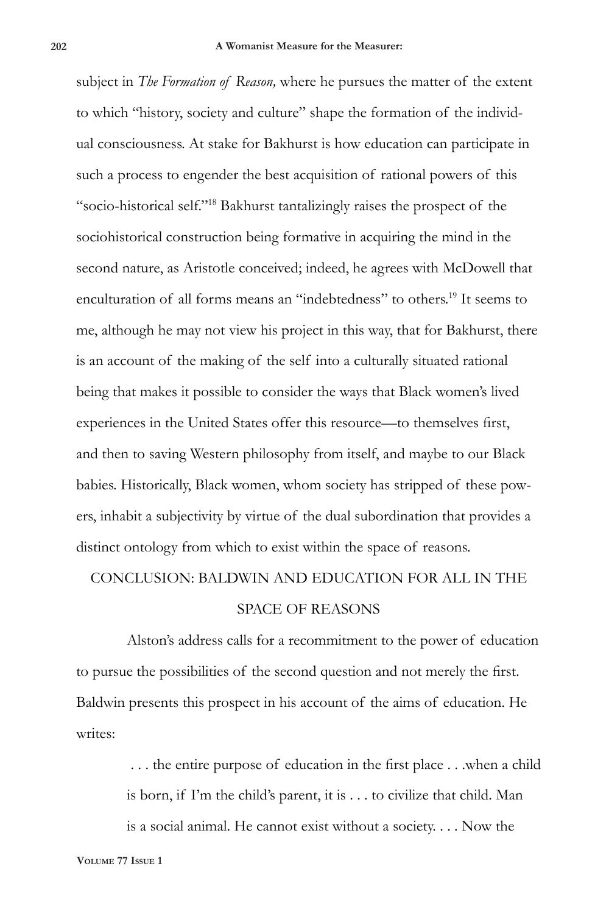subject in *The Formation of Reason,* where he pursues the matter of the extent to which "history, society and culture" shape the formation of the individual consciousness. At stake for Bakhurst is how education can participate in such a process to engender the best acquisition of rational powers of this "socio-historical self."[18] Bakhurst tantalizingly raises the prospect of the sociohistorical construction being formative in acquiring the mind in the second nature, as Aristotle conceived; indeed, he agrees with McDowell that enculturation of all forms means an "indebtedness" to others.[19] It seems to me, although he may not view his project in this way, that for Bakhurst, there is an account of the making of the self into a culturally situated rational being that makes it possible to consider the ways that Black women's lived experiences in the United States offer this resource—to themselves first, and then to saving Western philosophy from itself, and maybe to our Black babies. Historically, Black women, whom society has stripped of these powers, inhabit a subjectivity by virtue of the dual subordination that provides a distinct ontology from which to exist within the space of reasons.

## CONCLUSION: BALDWIN AND EDUCATION FOR ALL IN THE SPACE OF REASONS

Alston's address calls for a recommitment to the power of education to pursue the possibilities of the second question and not merely the first. Baldwin presents this prospect in his account of the aims of education. He writes:

> . . . the entire purpose of education in the first place . . .when a child is born, if I'm the child's parent, it is . . . to civilize that child. Man is a social animal. He cannot exist without a society. . . . Now the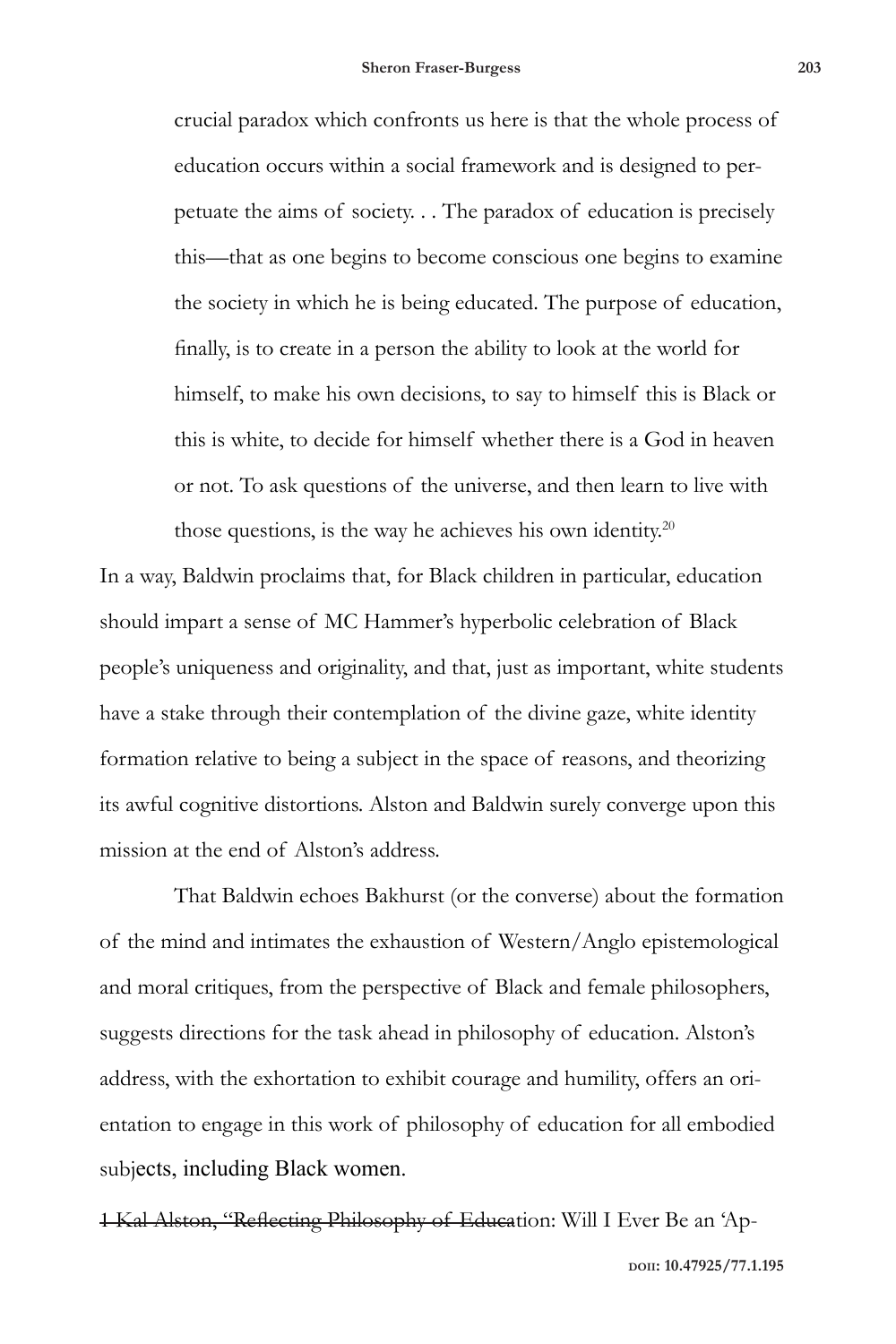> crucial paradox which confronts us here is that the whole process of education occurs within a social framework and is designed to perpetuate the aims of society. . . The paradox of education is precisely this—that as one begins to become conscious one begins to examine the society in which he is being educated. The purpose of education, finally, is to create in a person the ability to look at the world for himself, to make his own decisions, to say to himself this is Black or this is white, to decide for himself whether there is a God in heaven or not. To ask questions of the universe, and then learn to live with those questions, is the way he achieves his own identity.[20]

In a way, Baldwin proclaims that, for Black children in particular, education should impart a sense of MC Hammer's hyperbolic celebration of Black people's uniqueness and originality, and that, just as important, white students have a stake through their contemplation of the divine gaze, white identity formation relative to being a subject in the space of reasons, and theorizing its awful cognitive distortions. Alston and Baldwin surely converge upon this mission at the end of Alston's address.

That Baldwin echoes Bakhurst (or the converse) about the formation of the mind and intimates the exhaustion of Western/Anglo epistemological and moral critiques, from the perspective of Black and female philosophers, suggests directions for the task ahead in philosophy of education. Alston's address, with the exhortation to exhibit courage and humility, offers an orientation to engage in this work of philosophy of education for all embodied subjects, including Black women.

~~1 Kal Alston, "Reflecting Philosophy of Educa~~tion: Will I Ever Be an 'Ap-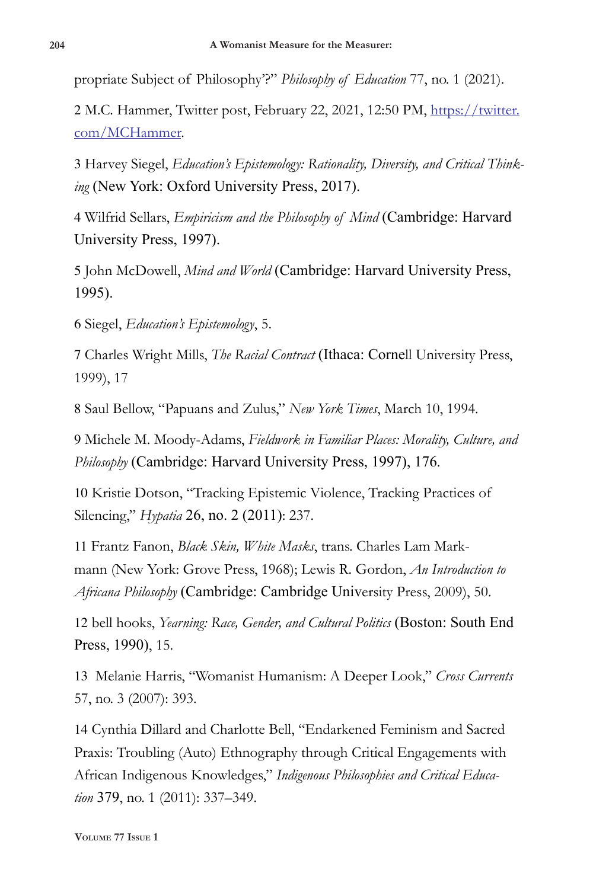propriate Subject of Philosophy'?" *Philosophy of Education* 77, no. 1 (2021).

2 M.C. Hammer, Twitter post, February 22, 2021, 12:50 PM, [https://twitter.com/MCHammer](https://twitter.com/MCHammer).

3 Harvey Siegel, *Education's Epistemology: Rationality, Diversity, and Critical Thinking* (New York: Oxford University Press, 2017).

4 Wilfrid Sellars, *Empiricism and the Philosophy of Mind* (Cambridge: Harvard University Press, 1997).

5 John McDowell, *Mind and World* (Cambridge: Harvard University Press, 1995).

6 Siegel, *Education's Epistemology*, 5.

7 Charles Wright Mills, *The Racial Contract* (Ithaca: Cornell University Press, 1999), 17

8 Saul Bellow, "Papuans and Zulus," *New York Times*, March 10, 1994.

9 Michele M. Moody-Adams, *Fieldwork in Familiar Places: Morality, Culture, and Philosophy* (Cambridge: Harvard University Press, 1997), 176.

10 Kristie Dotson, "Tracking Epistemic Violence, Tracking Practices of Silencing," *Hypatia* 26, no. 2 (2011): 237.

11 Frantz Fanon, *Black Skin, White Masks*, trans. Charles Lam Markmann (New York: Grove Press, 1968); Lewis R. Gordon, *An Introduction to Africana Philosophy* (Cambridge: Cambridge University Press, 2009), 50.

12 bell hooks, *Yearning: Race, Gender, and Cultural Politics* (Boston: South End Press, 1990), 15.

13 Melanie Harris, "Womanist Humanism: A Deeper Look," *Cross Currents* 57, no. 3 (2007): 393.

14 Cynthia Dillard and Charlotte Bell, "Endarkened Feminism and Sacred Praxis: Troubling (Auto) Ethnography through Critical Engagements with African Indigenous Knowledges," *Indigenous Philosophies and Critical Education* 379, no. 1 (2011): 337–349.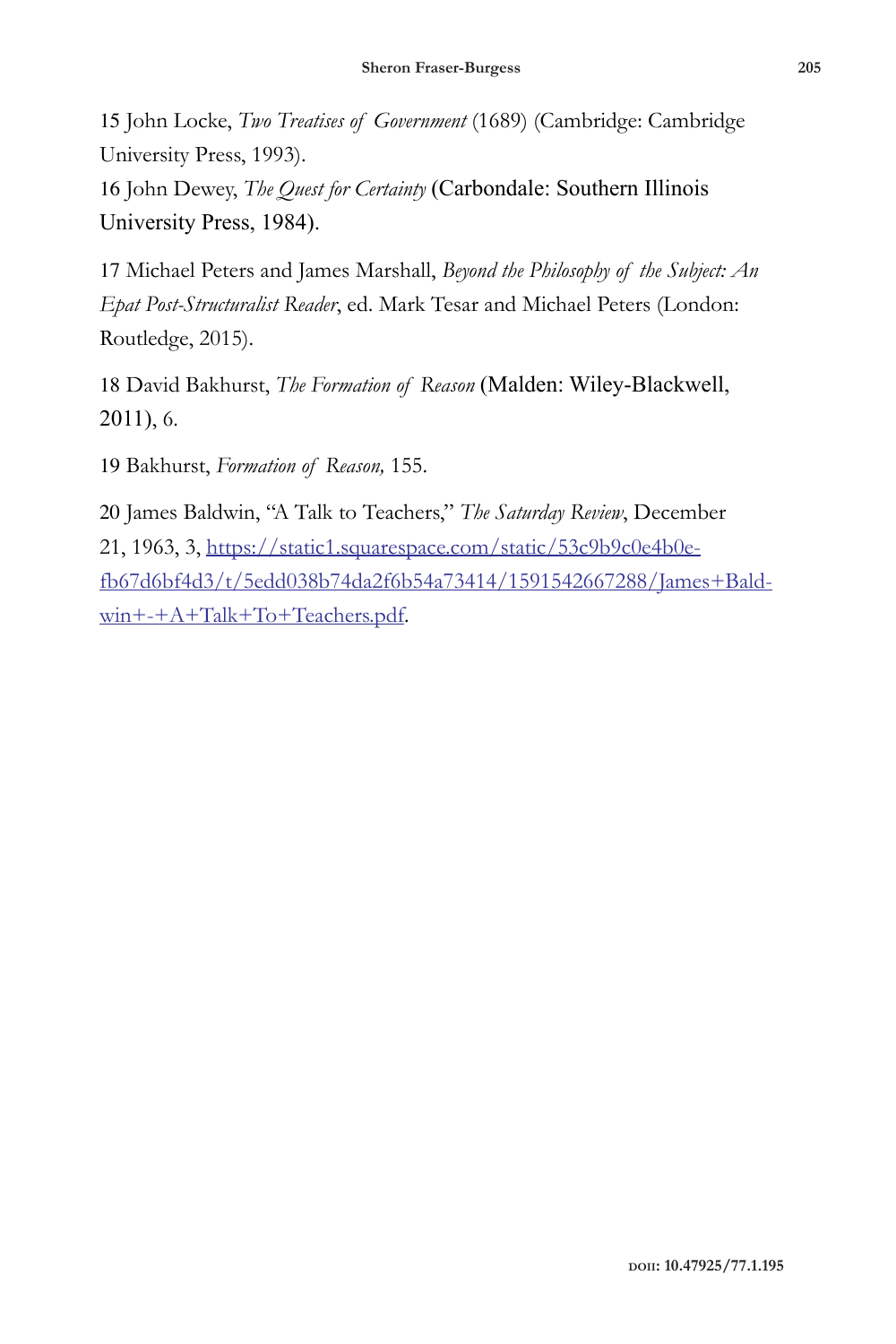15 John Locke, *Two Treatises of Government* (1689) (Cambridge: Cambridge University Press, 1993).

16 John Dewey, *The Quest for Certainty* (Carbondale: Southern Illinois University Press, 1984).

17 Michael Peters and James Marshall, *Beyond the Philosophy of the Subject: An Epat Post-Structuralist Reader*, ed. Mark Tesar and Michael Peters (London: Routledge, 2015).

18 David Bakhurst, *The Formation of Reason* (Malden: Wiley-Blackwell, 2011), 6.

19 Bakhurst, *Formation of Reason,* 155.

20 James Baldwin, "A Talk to Teachers," *The Saturday Review*, December 21, 1963, 3, https://static1.squarespace.com/static/53c9b9c0e4b0efb67d6bf4d3/t/5edd038b74da2f6b54a73414/1591542667288/James+Baldwin+-+A+Talk+To+Teachers.pdf.